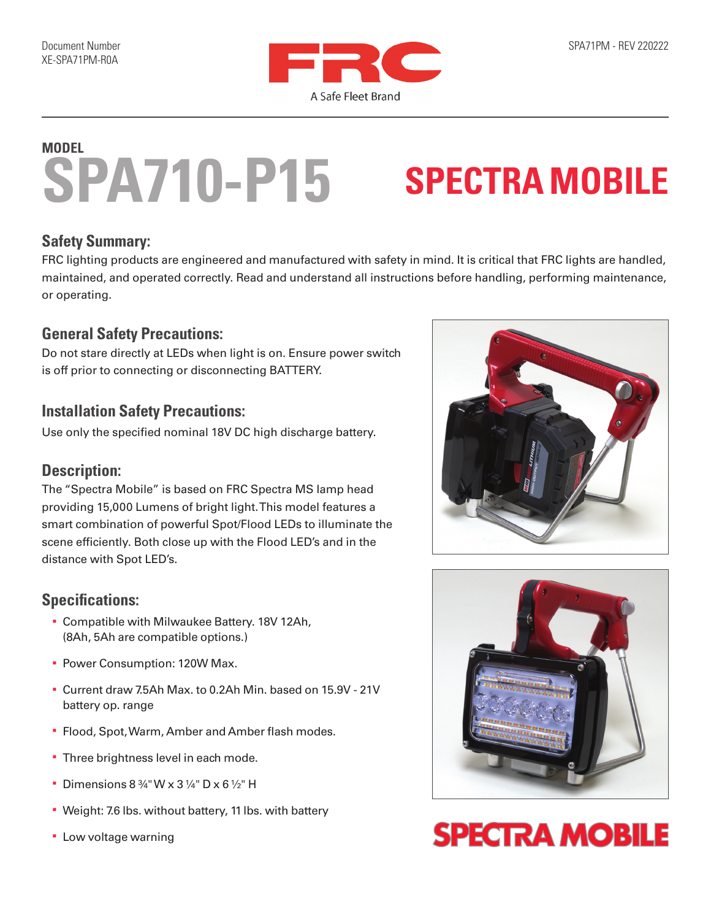Document Number
XE-SPA71PM-R0A

FRC
A Safe Fleet Brand

SPA71PM - REV 220222

MODEL
# SPA710-P15

# SPECTRA MOBILE

## Safety Summary:

FRC lighting products are engineered and manufactured with safety in mind. It is critical that FRC lights are handled, maintained, and operated correctly. Read and understand all instructions before handling, performing maintenance, or operating.

## General Safety Precautions:

Do not stare directly at LEDs when light is on. Ensure power switch is off prior to connecting or disconnecting BATTERY.

## Installation Safety Precautions:

Use only the specified nominal 18V DC high discharge battery.

## Description:

The "Spectra Mobile" is based on FRC Spectra MS lamp head providing 15,000 Lumens of bright light. This model features a smart combination of powerful Spot/Flood LEDs to illuminate the scene efficiently. Both close up with the Flood LED's and in the distance with Spot LED's.

## Specifications:

- Compatible with Milwaukee Battery. 18V 12Ah, (8Ah, 5Ah are compatible options.)
- Power Consumption: 120W Max.
- Current draw 7.5Ah Max. to 0.2Ah Min. based on 15.9V - 21V battery op. range
- Flood, Spot, Warm, Amber and Amber flash modes.
- Three brightness level in each mode.
- Dimensions 8 ¾" W x 3 ¼" D x 6 ½" H
- Weight: 7.6 lbs. without battery, 11 lbs. with battery
- Low voltage warning

SPECTRA MOBILE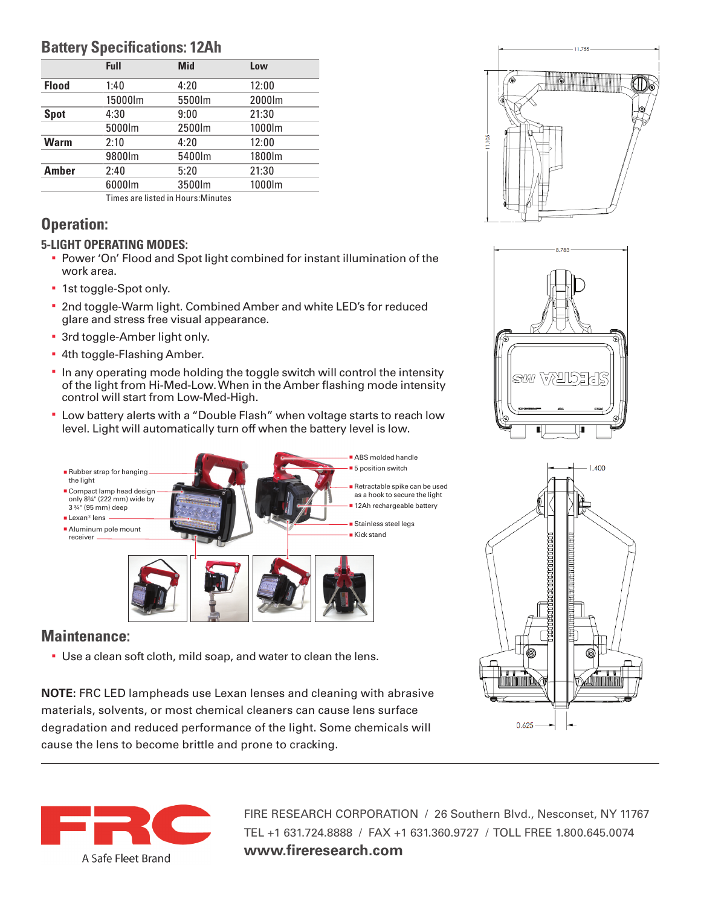## Battery Specifications: 12Ah

| | Full | Mid | Low |
|---|---|---|---|
| **Flood** | 1:40 | 4:20 | 12:00 |
| | 15000lm | 5500lm | 2000lm |
| **Spot** | 4:30 | 9:00 | 21:30 |
| | 5000lm | 2500lm | 1000lm |
| **Warm** | 2:10 | 4:20 | 12:00 |
| | 9800lm | 5400lm | 1800lm |
| **Amber** | 2:40 | 5:20 | 21:30 |
| | 6000lm | 3500lm | 1000lm |

Times are listed in Hours:Minutes

## Operation:

### 5-LIGHT OPERATING MODES:

- Power 'On' Flood and Spot light combined for instant illumination of the work area.
- 1st toggle-Spot only.
- 2nd toggle-Warm light. Combined Amber and white LED's for reduced glare and stress free visual appearance.
- 3rd toggle-Amber light only.
- 4th toggle-Flashing Amber.
- In any operating mode holding the toggle switch will control the intensity of the light from Hi-Med-Low. When in the Amber flashing mode intensity control will start from Low-Med-High.
- Low battery alerts with a "Double Flash" when voltage starts to reach low level. Light will automatically turn off when the battery level is low.

- Rubber strap for hanging the light
- Compact lamp head design only 8¾" (222 mm) wide by 3¾" (95 mm) deep
- Lexan® lens
- Aluminum pole mount receiver
- ABS molded handle
- 5 position switch
- Retractable spike can be used as a hook to secure the light
- 12Ah rechargeable battery
- Stainless steel legs
- Kick stand

11.755

11.105

8.783

1.400

0.625

## Maintenance:

- Use a clean soft cloth, mild soap, and water to clean the lens.

**NOTE**: FRC LED lampheads use Lexan lenses and cleaning with abrasive materials, solvents, or most chemical cleaners can cause lens surface degradation and reduced performance of the light. Some chemicals will cause the lens to become brittle and prone to cracking.

FRC

A Safe Fleet Brand

FIRE RESEARCH CORPORATION / 26 Southern Blvd., Nesconset, NY 11767
TEL +1 631.724.8888 / FAX +1 631.360.9727 / TOLL FREE 1.800.645.0074
**www.fireresearch.com**